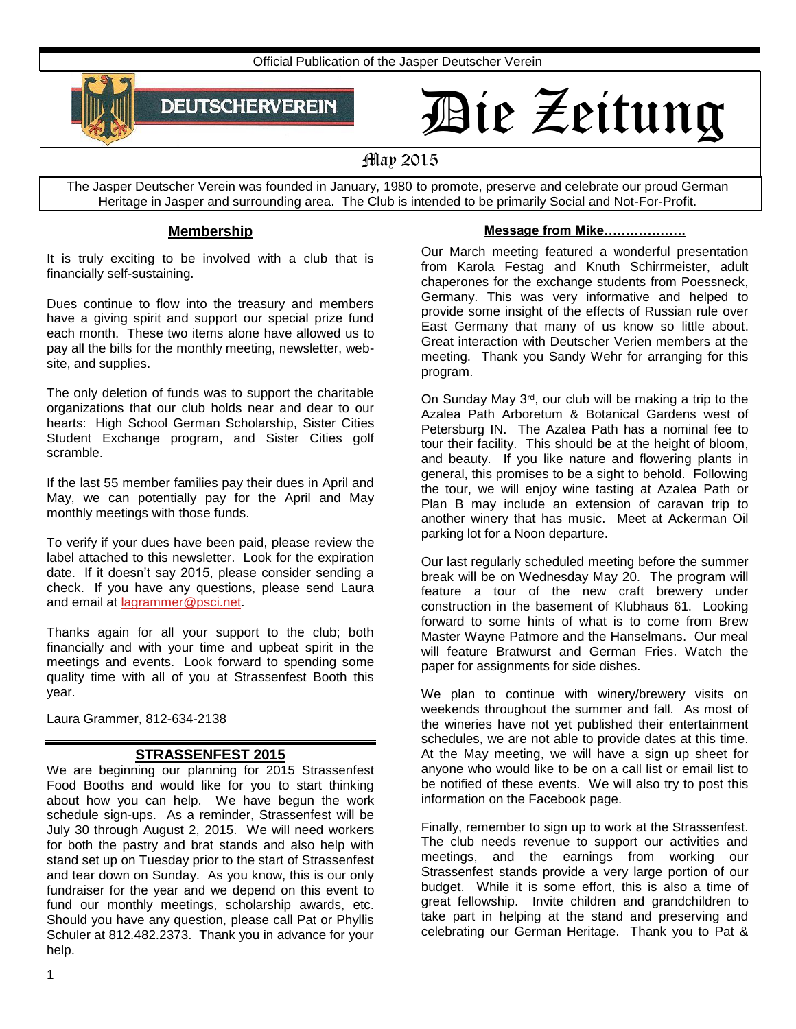Official Publication of the Jasper Deutscher Verein

DEUTSCHERVEREIN

# Die Zeitung

May 2015

The Jasper Deutscher Verein was founded in January, 1980 to promote, preserve and celebrate our proud German Heritage in Jasper and surrounding area. The Club is intended to be primarily Social and Not-For-Profit.

## Membership

It is truly exciting to be involved with a club that is financially self-sustaining.

Dues continue to flow into the treasury and members have a giving spirit and support our special prize fund each month. These two items alone have allowed us to pay all the bills for the monthly meeting, newsletter, web-site, and supplies.

The only deletion of funds was to support the charitable organizations that our club holds near and dear to our hearts: High School German Scholarship, Sister Cities Student Exchange program, and Sister Cities golf scramble.

If the last 55 member families pay their dues in April and May, we can potentially pay for the April and May monthly meetings with those funds.

To verify if your dues have been paid, please review the label attached to this newsletter. Look for the expiration date. If it doesn't say 2015, please consider sending a check. If you have any questions, please send Laura and email at lagrammer@psci.net.

Thanks again for all your support to the club; both financially and with your time and upbeat spirit in the meetings and events. Look forward to spending some quality time with all of you at Strassenfest Booth this year.

Laura Grammer, 812-634-2138

## STRASSENFEST 2015

We are beginning our planning for 2015 Strassenfest Food Booths and would like for you to start thinking about how you can help. We have begun the work schedule sign-ups. As a reminder, Strassenfest will be July 30 through August 2, 2015. We will need workers for both the pastry and brat stands and also help with stand set up on Tuesday prior to the start of Strassenfest and tear down on Sunday. As you know, this is our only fundraiser for the year and we depend on this event to fund our monthly meetings, scholarship awards, etc. Should you have any question, please call Pat or Phyllis Schuler at 812.482.2373. Thank you in advance for your help.

## Message from Mike……………….

Our March meeting featured a wonderful presentation from Karola Festag and Knuth Schirrmeister, adult chaperones for the exchange students from Poessneck, Germany. This was very informative and helped to provide some insight of the effects of Russian rule over East Germany that many of us know so little about. Great interaction with Deutscher Verien members at the meeting. Thank you Sandy Wehr for arranging for this program.

On Sunday May 3rd, our club will be making a trip to the Azalea Path Arboretum & Botanical Gardens west of Petersburg IN. The Azalea Path has a nominal fee to tour their facility. This should be at the height of bloom, and beauty. If you like nature and flowering plants in general, this promises to be a sight to behold. Following the tour, we will enjoy wine tasting at Azalea Path or Plan B may include an extension of caravan trip to another winery that has music. Meet at Ackerman Oil parking lot for a Noon departure.

Our last regularly scheduled meeting before the summer break will be on Wednesday May 20. The program will feature a tour of the new craft brewery under construction in the basement of Klubhaus 61. Looking forward to some hints of what is to come from Brew Master Wayne Patmore and the Hanselmans. Our meal will feature Bratwurst and German Fries. Watch the paper for assignments for side dishes.

We plan to continue with winery/brewery visits on weekends throughout the summer and fall. As most of the wineries have not yet published their entertainment schedules, we are not able to provide dates at this time. At the May meeting, we will have a sign up sheet for anyone who would like to be on a call list or email list to be notified of these events. We will also try to post this information on the Facebook page.

Finally, remember to sign up to work at the Strassenfest. The club needs revenue to support our activities and meetings, and the earnings from working our Strassenfest stands provide a very large portion of our budget. While it is some effort, this is also a time of great fellowship. Invite children and grandchildren to take part in helping at the stand and preserving and celebrating our German Heritage. Thank you to Pat &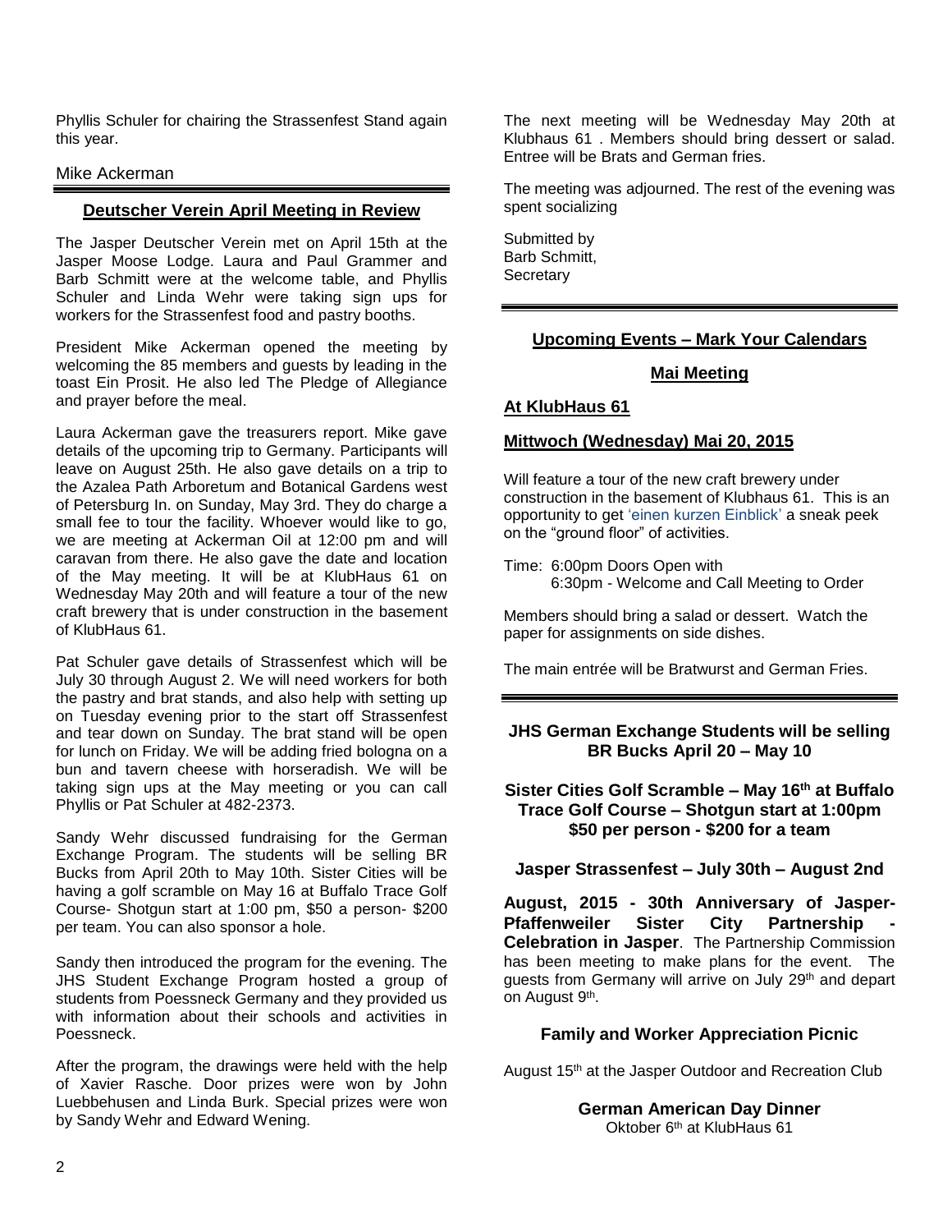Phyllis Schuler for chairing the Strassenfest Stand again this year.

Mike Ackerman

## Deutscher Verein April Meeting in Review

The Jasper Deutscher Verein met on April 15th at the Jasper Moose Lodge. Laura and Paul Grammer and Barb Schmitt were at the welcome table, and Phyllis Schuler and Linda Wehr were taking sign ups for workers for the Strassenfest food and pastry booths.

President Mike Ackerman opened the meeting by welcoming the 85 members and guests by leading in the toast Ein Prosit. He also led The Pledge of Allegiance and prayer before the meal.

Laura Ackerman gave the treasurers report. Mike gave details of the upcoming trip to Germany. Participants will leave on August 25th. He also gave details on a trip to the Azalea Path Arboretum and Botanical Gardens west of Petersburg In. on Sunday, May 3rd. They do charge a small fee to tour the facility. Whoever would like to go, we are meeting at Ackerman Oil at 12:00 pm and will caravan from there. He also gave the date and location of the May meeting. It will be at KlubHaus 61 on Wednesday May 20th and will feature a tour of the new craft brewery that is under construction in the basement of KlubHaus 61.

Pat Schuler gave details of Strassenfest which will be July 30 through August 2. We will need workers for both the pastry and brat stands, and also help with setting up on Tuesday evening prior to the start off Strassenfest and tear down on Sunday. The brat stand will be open for lunch on Friday. We will be adding fried bologna on a bun and tavern cheese with horseradish. We will be taking sign ups at the May meeting or you can call Phyllis or Pat Schuler at 482-2373.

Sandy Wehr discussed fundraising for the German Exchange Program. The students will be selling BR Bucks from April 20th to May 10th. Sister Cities will be having a golf scramble on May 16 at Buffalo Trace Golf Course- Shotgun start at 1:00 pm, $50 a person- $200 per team. You can also sponsor a hole.

Sandy then introduced the program for the evening. The JHS Student Exchange Program hosted a group of students from Poessneck Germany and they provided us with information about their schools and activities in Poessneck.

After the program, the drawings were held with the help of Xavier Rasche. Door prizes were won by John Luebbehusen and Linda Burk. Special prizes were won by Sandy Wehr and Edward Wening.

The next meeting will be Wednesday May 20th at Klubhaus 61 . Members should bring dessert or salad. Entree will be Brats and German fries.

The meeting was adjourned. The rest of the evening was spent socializing

Submitted by
Barb Schmitt,
Secretary

## Upcoming Events – Mark Your Calendars

### Mai Meeting

**At KlubHaus 61**

**Mittwoch (Wednesday) Mai 20, 2015**

Will feature a tour of the new craft brewery under construction in the basement of Klubhaus 61. This is an opportunity to get 'einen kurzen Einblick' a sneak peek on the "ground floor" of activities.

Time: 6:00pm Doors Open with
6:30pm - Welcome and Call Meeting to Order

Members should bring a salad or dessert. Watch the paper for assignments on side dishes.

The main entrée will be Bratwurst and German Fries.

**JHS German Exchange Students will be selling BR Bucks April 20 – May 10**

**Sister Cities Golf Scramble – May 16th at Buffalo Trace Golf Course – Shotgun start at 1:00pm $50 per person - $200 for a team**

**Jasper Strassenfest – July 30th – August 2nd**

**August, 2015 - 30th Anniversary of Jasper-Pfaffenweiler Sister City Partnership - Celebration in Jasper**. The Partnership Commission has been meeting to make plans for the event. The guests from Germany will arrive on July 29th and depart on August 9th.

**Family and Worker Appreciation Picnic**

August 15th at the Jasper Outdoor and Recreation Club

**German American Day Dinner**
Oktober 6th at KlubHaus 61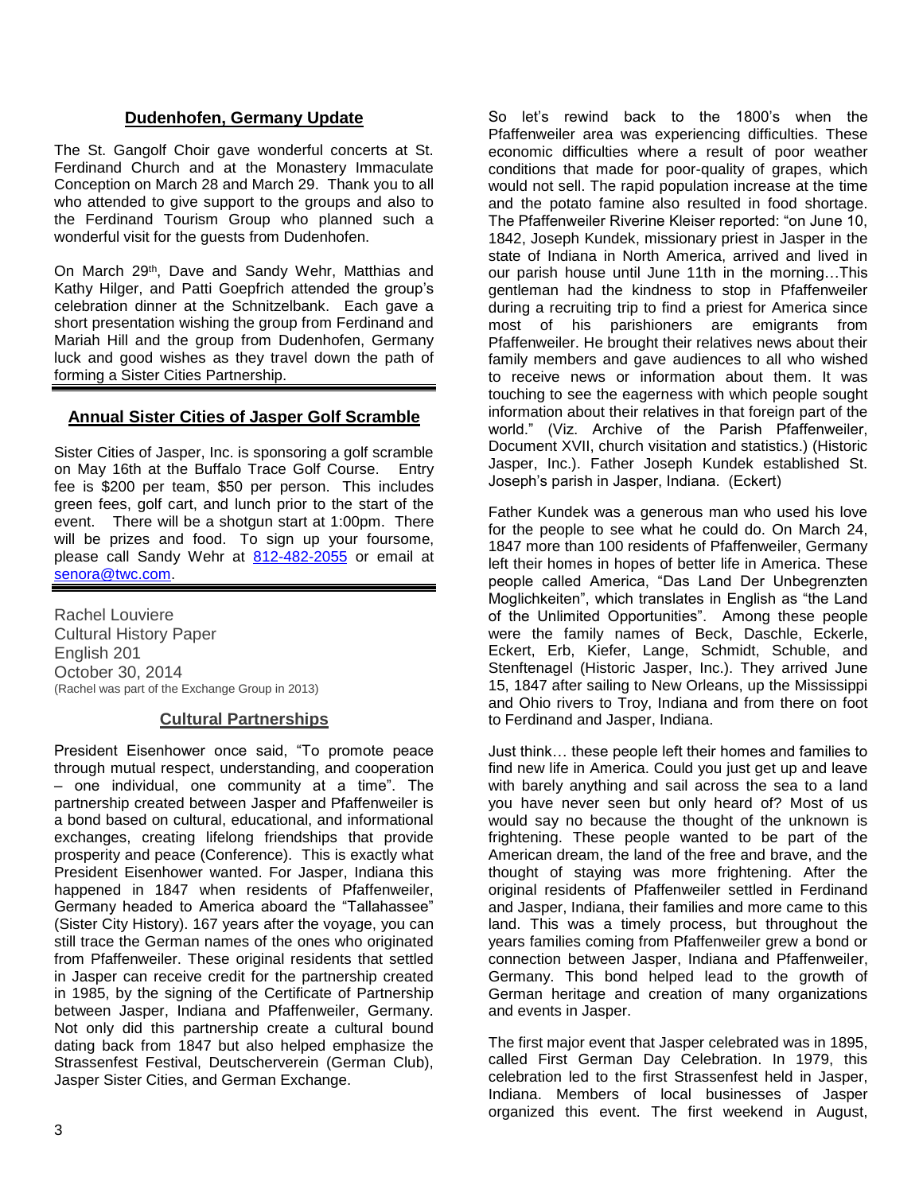## Dudenhofen, Germany Update

The St. Gangolf Choir gave wonderful concerts at St. Ferdinand Church and at the Monastery Immaculate Conception on March 28 and March 29. Thank you to all who attended to give support to the groups and also to the Ferdinand Tourism Group who planned such a wonderful visit for the guests from Dudenhofen.

On March 29th, Dave and Sandy Wehr, Matthias and Kathy Hilger, and Patti Goepfrich attended the group's celebration dinner at the Schnitzelbank. Each gave a short presentation wishing the group from Ferdinand and Mariah Hill and the group from Dudenhofen, Germany luck and good wishes as they travel down the path of forming a Sister Cities Partnership.

## Annual Sister Cities of Jasper Golf Scramble

Sister Cities of Jasper, Inc. is sponsoring a golf scramble on May 16th at the Buffalo Trace Golf Course. Entry fee is $200 per team, $50 per person. This includes green fees, golf cart, and lunch prior to the start of the event. There will be a shotgun start at 1:00pm. There will be prizes and food. To sign up your foursome, please call Sandy Wehr at 812-482-2055 or email at senora@twc.com.

Rachel Louviere
Cultural History Paper
English 201
October 30, 2014
(Rachel was part of the Exchange Group in 2013)

## Cultural Partnerships

President Eisenhower once said, "To promote peace through mutual respect, understanding, and cooperation – one individual, one community at a time". The partnership created between Jasper and Pfaffenweiler is a bond based on cultural, educational, and informational exchanges, creating lifelong friendships that provide prosperity and peace (Conference). This is exactly what President Eisenhower wanted. For Jasper, Indiana this happened in 1847 when residents of Pfaffenweiler, Germany headed to America aboard the "Tallahassee" (Sister City History). 167 years after the voyage, you can still trace the German names of the ones who originated from Pfaffenweiler. These original residents that settled in Jasper can receive credit for the partnership created in 1985, by the signing of the Certificate of Partnership between Jasper, Indiana and Pfaffenweiler, Germany. Not only did this partnership create a cultural bound dating back from 1847 but also helped emphasize the Strassenfest Festival, Deutscherverein (German Club), Jasper Sister Cities, and German Exchange.

So let's rewind back to the 1800's when the Pfaffenweiler area was experiencing difficulties. These economic difficulties where a result of poor weather conditions that made for poor-quality of grapes, which would not sell. The rapid population increase at the time and the potato famine also resulted in food shortage. The Pfaffenweiler Riverine Kleiser reported: "on June 10, 1842, Joseph Kundek, missionary priest in Jasper in the state of Indiana in North America, arrived and lived in our parish house until June 11th in the morning…This gentleman had the kindness to stop in Pfaffenweiler during a recruiting trip to find a priest for America since most of his parishioners are emigrants from Pfaffenweiler. He brought their relatives news about their family members and gave audiences to all who wished to receive news or information about them. It was touching to see the eagerness with which people sought information about their relatives in that foreign part of the world." (Viz. Archive of the Parish Pfaffenweiler, Document XVII, church visitation and statistics.) (Historic Jasper, Inc.). Father Joseph Kundek established St. Joseph's parish in Jasper, Indiana. (Eckert)

Father Kundek was a generous man who used his love for the people to see what he could do. On March 24, 1847 more than 100 residents of Pfaffenweiler, Germany left their homes in hopes of better life in America. These people called America, "Das Land Der Unbegrenzten Moglichkeiten", which translates in English as "the Land of the Unlimited Opportunities". Among these people were the family names of Beck, Daschle, Eckerle, Eckert, Erb, Kiefer, Lange, Schmidt, Schuble, and Stenftenagel (Historic Jasper, Inc.). They arrived June 15, 1847 after sailing to New Orleans, up the Mississippi and Ohio rivers to Troy, Indiana and from there on foot to Ferdinand and Jasper, Indiana.

Just think… these people left their homes and families to find new life in America. Could you just get up and leave with barely anything and sail across the sea to a land you have never seen but only heard of? Most of us would say no because the thought of the unknown is frightening. These people wanted to be part of the American dream, the land of the free and brave, and the thought of staying was more frightening. After the original residents of Pfaffenweiler settled in Ferdinand and Jasper, Indiana, their families and more came to this land. This was a timely process, but throughout the years families coming from Pfaffenweiler grew a bond or connection between Jasper, Indiana and Pfaffenweiler, Germany. This bond helped lead to the growth of German heritage and creation of many organizations and events in Jasper.

The first major event that Jasper celebrated was in 1895, called First German Day Celebration. In 1979, this celebration led to the first Strassenfest held in Jasper, Indiana. Members of local businesses of Jasper organized this event. The first weekend in August,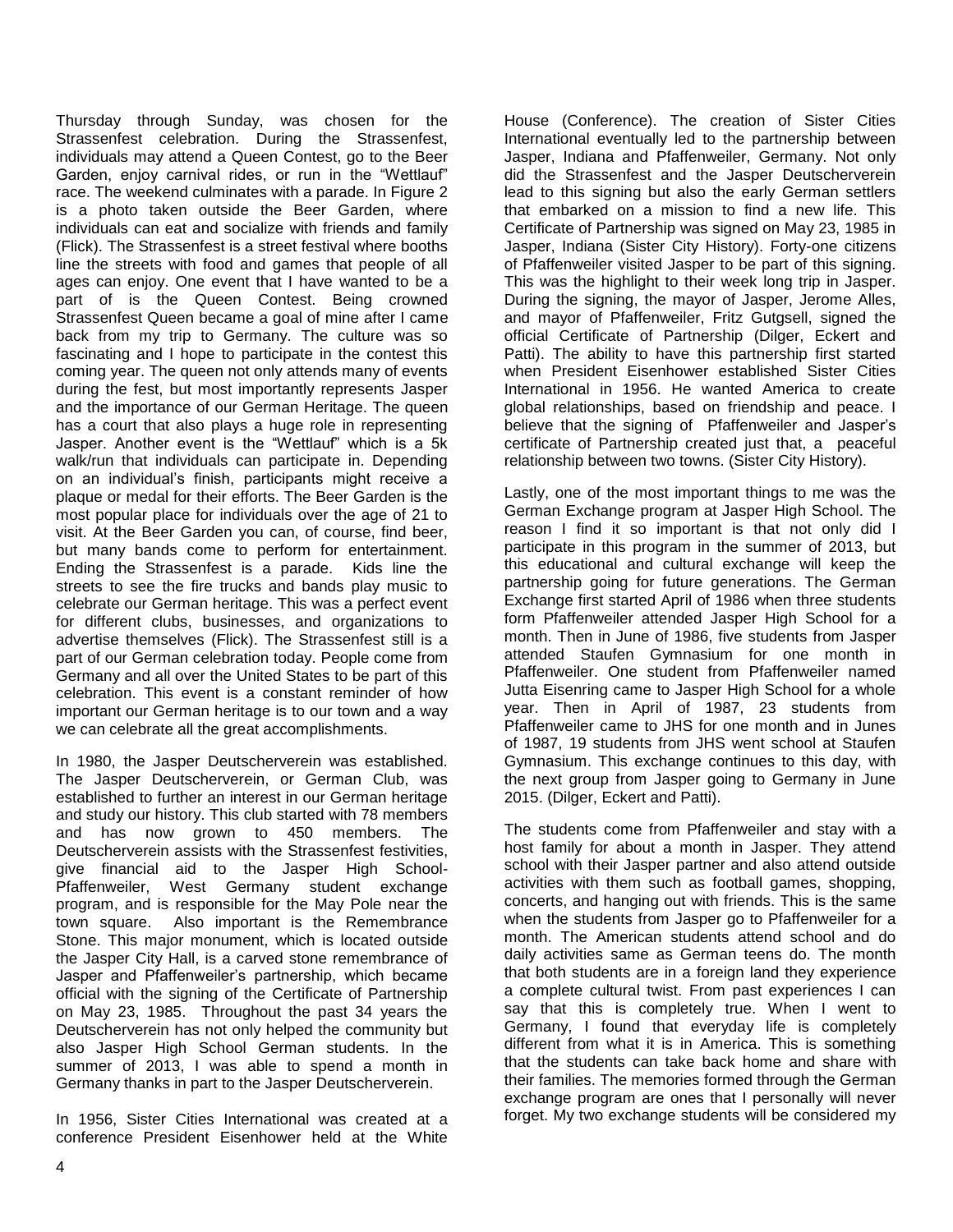Thursday through Sunday, was chosen for the Strassenfest celebration. During the Strassenfest, individuals may attend a Queen Contest, go to the Beer Garden, enjoy carnival rides, or run in the "Wettlauf" race. The weekend culminates with a parade. In Figure 2 is a photo taken outside the Beer Garden, where individuals can eat and socialize with friends and family (Flick). The Strassenfest is a street festival where booths line the streets with food and games that people of all ages can enjoy. One event that I have wanted to be a part of is the Queen Contest. Being crowned Strassenfest Queen became a goal of mine after I came back from my trip to Germany. The culture was so fascinating and I hope to participate in the contest this coming year. The queen not only attends many of events during the fest, but most importantly represents Jasper and the importance of our German Heritage. The queen has a court that also plays a huge role in representing Jasper. Another event is the "Wettlauf" which is a 5k walk/run that individuals can participate in. Depending on an individual's finish, participants might receive a plaque or medal for their efforts. The Beer Garden is the most popular place for individuals over the age of 21 to visit. At the Beer Garden you can, of course, find beer, but many bands come to perform for entertainment. Ending the Strassenfest is a parade. Kids line the streets to see the fire trucks and bands play music to celebrate our German heritage. This was a perfect event for different clubs, businesses, and organizations to advertise themselves (Flick). The Strassenfest still is a part of our German celebration today. People come from Germany and all over the United States to be part of this celebration. This event is a constant reminder of how important our German heritage is to our town and a way we can celebrate all the great accomplishments.

In 1980, the Jasper Deutscherverein was established. The Jasper Deutscherverein, or German Club, was established to further an interest in our German heritage and study our history. This club started with 78 members and has now grown to 450 members. The Deutscherverein assists with the Strassenfest festivities, give financial aid to the Jasper High School-Pfaffenweiler, West Germany student exchange program, and is responsible for the May Pole near the town square. Also important is the Remembrance Stone. This major monument, which is located outside the Jasper City Hall, is a carved stone remembrance of Jasper and Pfaffenweiler's partnership, which became official with the signing of the Certificate of Partnership on May 23, 1985. Throughout the past 34 years the Deutscherverein has not only helped the community but also Jasper High School German students. In the summer of 2013, I was able to spend a month in Germany thanks in part to the Jasper Deutscherverein.

In 1956, Sister Cities International was created at a conference President Eisenhower held at the White House (Conference). The creation of Sister Cities International eventually led to the partnership between Jasper, Indiana and Pfaffenweiler, Germany. Not only did the Strassenfest and the Jasper Deutscherverein lead to this signing but also the early German settlers that embarked on a mission to find a new life. This Certificate of Partnership was signed on May 23, 1985 in Jasper, Indiana (Sister City History). Forty-one citizens of Pfaffenweiler visited Jasper to be part of this signing. This was the highlight to their week long trip in Jasper. During the signing, the mayor of Jasper, Jerome Alles, and mayor of Pfaffenweiler, Fritz Gutgsell, signed the official Certificate of Partnership (Dilger, Eckert and Patti). The ability to have this partnership first started when President Eisenhower established Sister Cities International in 1956. He wanted America to create global relationships, based on friendship and peace. I believe that the signing of Pfaffenweiler and Jasper's certificate of Partnership created just that, a peaceful relationship between two towns. (Sister City History).

Lastly, one of the most important things to me was the German Exchange program at Jasper High School. The reason I find it so important is that not only did I participate in this program in the summer of 2013, but this educational and cultural exchange will keep the partnership going for future generations. The German Exchange first started April of 1986 when three students form Pfaffenweiler attended Jasper High School for a month. Then in June of 1986, five students from Jasper attended Staufen Gymnasium for one month in Pfaffenweiler. One student from Pfaffenweiler named Jutta Eisenring came to Jasper High School for a whole year. Then in April of 1987, 23 students from Pfaffenweiler came to JHS for one month and in Junes of 1987, 19 students from JHS went school at Staufen Gymnasium. This exchange continues to this day, with the next group from Jasper going to Germany in June 2015. (Dilger, Eckert and Patti).

The students come from Pfaffenweiler and stay with a host family for about a month in Jasper. They attend school with their Jasper partner and also attend outside activities with them such as football games, shopping, concerts, and hanging out with friends. This is the same when the students from Jasper go to Pfaffenweiler for a month. The American students attend school and do daily activities same as German teens do. The month that both students are in a foreign land they experience a complete cultural twist. From past experiences I can say that this is completely true. When I went to Germany, I found that everyday life is completely different from what it is in America. This is something that the students can take back home and share with their families. The memories formed through the German exchange program are ones that I personally will never forget. My two exchange students will be considered my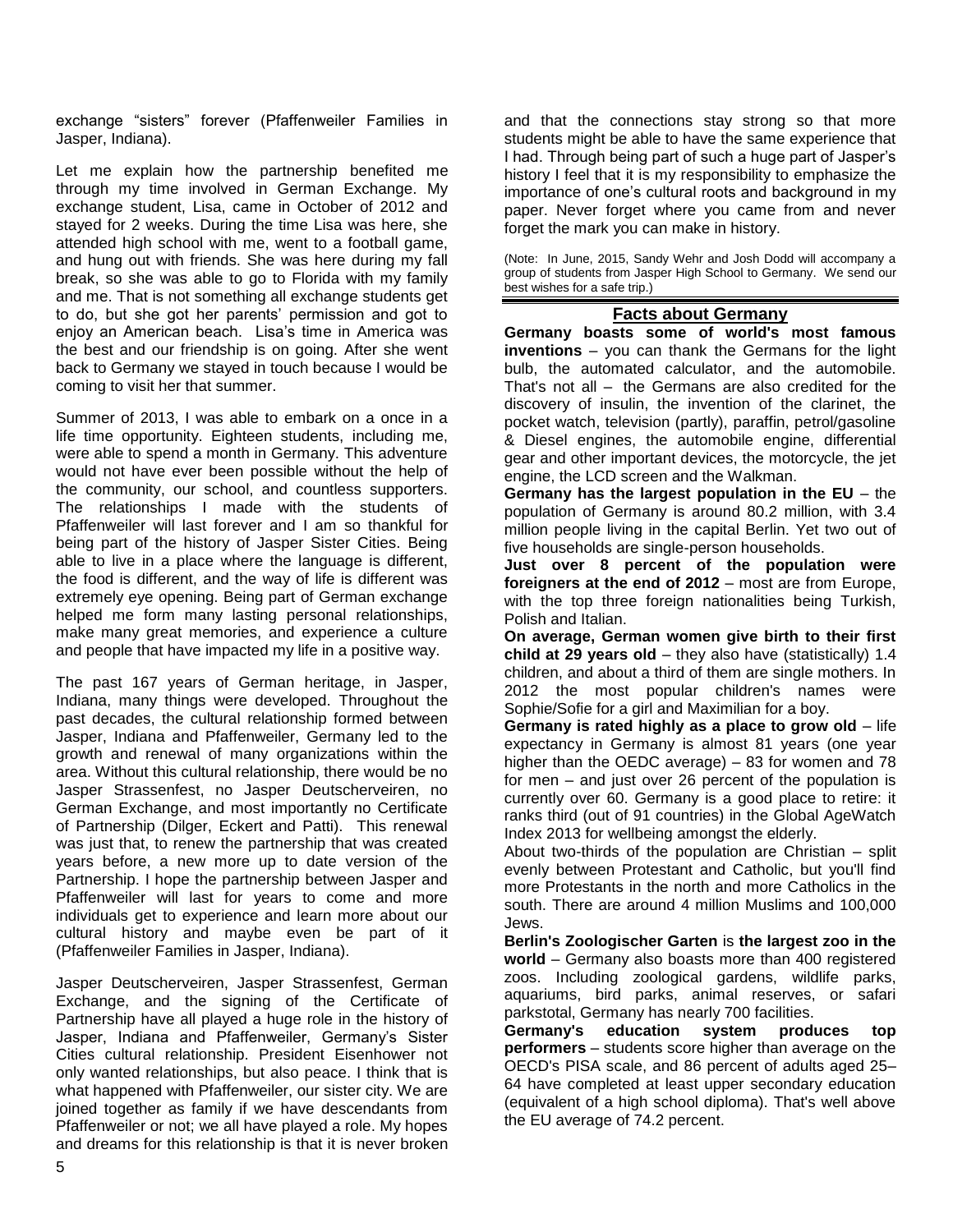exchange "sisters" forever (Pfaffenweiler Families in Jasper, Indiana).

Let me explain how the partnership benefited me through my time involved in German Exchange. My exchange student, Lisa, came in October of 2012 and stayed for 2 weeks. During the time Lisa was here, she attended high school with me, went to a football game, and hung out with friends. She was here during my fall break, so she was able to go to Florida with my family and me. That is not something all exchange students get to do, but she got her parents' permission and got to enjoy an American beach. Lisa's time in America was the best and our friendship is on going. After she went back to Germany we stayed in touch because I would be coming to visit her that summer.

Summer of 2013, I was able to embark on a once in a life time opportunity. Eighteen students, including me, were able to spend a month in Germany. This adventure would not have ever been possible without the help of the community, our school, and countless supporters. The relationships I made with the students of Pfaffenweiler will last forever and I am so thankful for being part of the history of Jasper Sister Cities. Being able to live in a place where the language is different, the food is different, and the way of life is different was extremely eye opening. Being part of German exchange helped me form many lasting personal relationships, make many great memories, and experience a culture and people that have impacted my life in a positive way.

The past 167 years of German heritage, in Jasper, Indiana, many things were developed. Throughout the past decades, the cultural relationship formed between Jasper, Indiana and Pfaffenweiler, Germany led to the growth and renewal of many organizations within the area. Without this cultural relationship, there would be no Jasper Strassenfest, no Jasper Deutscherveiren, no German Exchange, and most importantly no Certificate of Partnership (Dilger, Eckert and Patti). This renewal was just that, to renew the partnership that was created years before, a new more up to date version of the Partnership. I hope the partnership between Jasper and Pfaffenweiler will last for years to come and more individuals get to experience and learn more about our cultural history and maybe even be part of it (Pfaffenweiler Families in Jasper, Indiana).

Jasper Deutscherveiren, Jasper Strassenfest, German Exchange, and the signing of the Certificate of Partnership have all played a huge role in the history of Jasper, Indiana and Pfaffenweiler, Germany's Sister Cities cultural relationship. President Eisenhower not only wanted relationships, but also peace. I think that is what happened with Pfaffenweiler, our sister city. We are joined together as family if we have descendants from Pfaffenweiler or not; we all have played a role. My hopes and dreams for this relationship is that it is never broken and that the connections stay strong so that more students might be able to have the same experience that I had. Through being part of such a huge part of Jasper's history I feel that it is my responsibility to emphasize the importance of one's cultural roots and background in my paper. Never forget where you came from and never forget the mark you can make in history.

(Note: In June, 2015, Sandy Wehr and Josh Dodd will accompany a group of students from Jasper High School to Germany. We send our best wishes for a safe trip.)

## Facts about Germany

**Germany boasts some of world's most famous inventions** – you can thank the Germans for the light bulb, the automated calculator, and the automobile. That's not all – the Germans are also credited for the discovery of insulin, the invention of the clarinet, the pocket watch, television (partly), paraffin, petrol/gasoline & Diesel engines, the automobile engine, differential gear and other important devices, the motorcycle, the jet engine, the LCD screen and the Walkman.

**Germany has the largest population in the EU** – the population of Germany is around 80.2 million, with 3.4 million people living in the capital Berlin. Yet two out of five households are single-person households.

**Just over 8 percent of the population were foreigners at the end of 2012** – most are from Europe, with the top three foreign nationalities being Turkish, Polish and Italian.

**On average, German women give birth to their first child at 29 years old** – they also have (statistically) 1.4 children, and about a third of them are single mothers. In 2012 the most popular children's names were Sophie/Sofie for a girl and Maximilian for a boy.

**Germany is rated highly as a place to grow old** – life expectancy in Germany is almost 81 years (one year higher than the OEDC average) – 83 for women and 78 for men – and just over 26 percent of the population is currently over 60. Germany is a good place to retire: it ranks third (out of 91 countries) in the Global AgeWatch Index 2013 for wellbeing amongst the elderly.

About two-thirds of the population are Christian – split evenly between Protestant and Catholic, but you'll find more Protestants in the north and more Catholics in the south. There are around 4 million Muslims and 100,000 Jews.

**Berlin's Zoologischer Garten** is **the largest zoo in the world** – Germany also boasts more than 400 registered zoos. Including zoological gardens, wildlife parks, aquariums, bird parks, animal reserves, or safari parkstotal, Germany has nearly 700 facilities.

**Germany's education system produces top performers** – students score higher than average on the OECD's PISA scale, and 86 percent of adults aged 25–64 have completed at least upper secondary education (equivalent of a high school diploma). That's well above the EU average of 74.2 percent.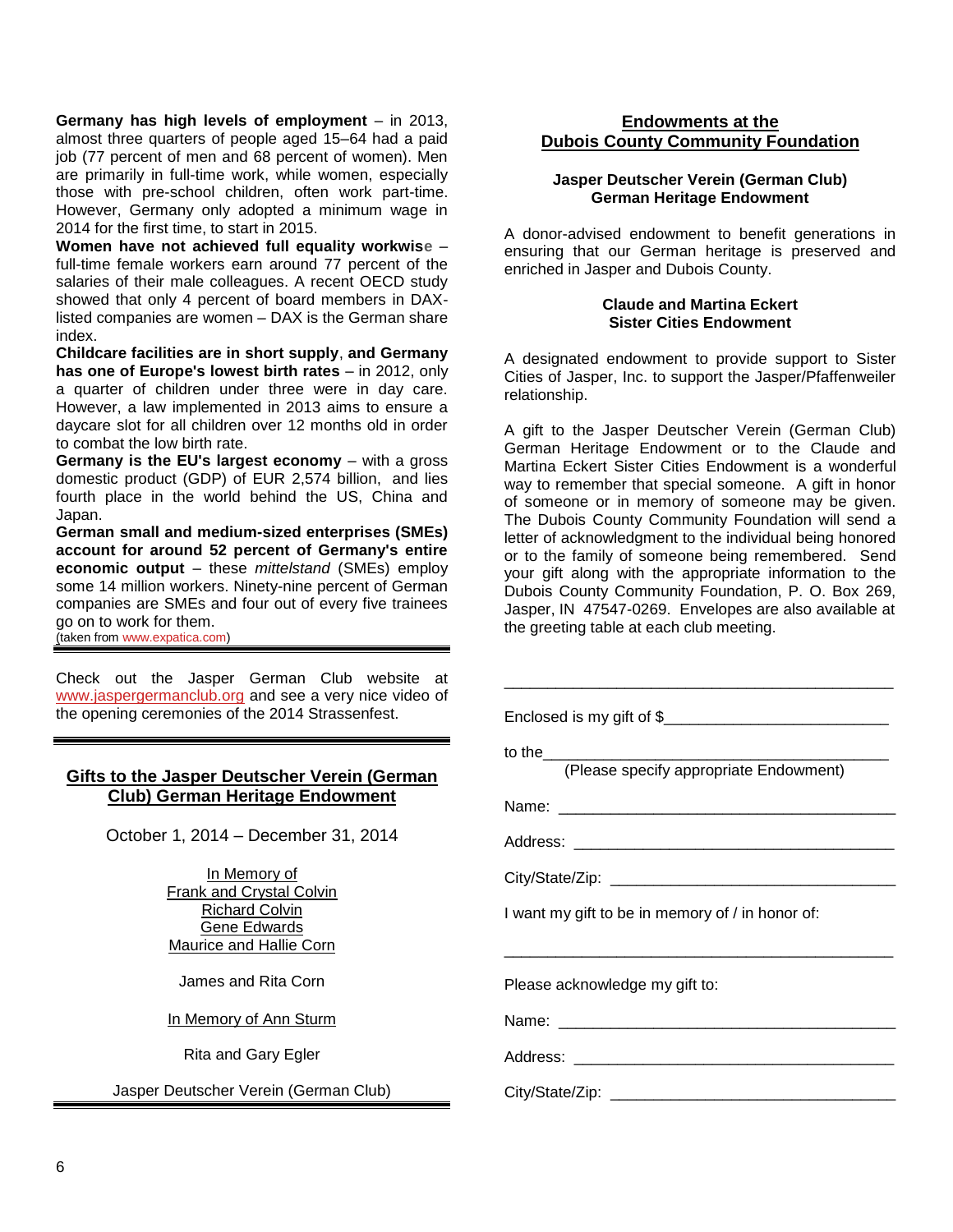**Germany has high levels of employment** – in 2013, almost three quarters of people aged 15–64 had a paid job (77 percent of men and 68 percent of women). Men are primarily in full-time work, while women, especially those with pre-school children, often work part-time. However, Germany only adopted a minimum wage in 2014 for the first time, to start in 2015.

**Women have not achieved full equality workwise** – full-time female workers earn around 77 percent of the salaries of their male colleagues. A recent OECD study showed that only 4 percent of board members in DAX-listed companies are women – DAX is the German share index.

**Childcare facilities are in short supply**, **and Germany has one of Europe's lowest birth rates** – in 2012, only a quarter of children under three were in day care. However, a law implemented in 2013 aims to ensure a daycare slot for all children over 12 months old in order to combat the low birth rate.

**Germany is the EU's largest economy** – with a gross domestic product (GDP) of EUR 2,574 billion, and lies fourth place in the world behind the US, China and Japan.

**German small and medium-sized enterprises (SMEs) account for around 52 percent of Germany's entire economic output** – these *mittelstand* (SMEs) employ some 14 million workers. Ninety-nine percent of German companies are SMEs and four out of every five trainees go on to work for them.

(taken from www.expatica.com)

---

Check out the Jasper German Club website at www.jaspergermanclub.org and see a very nice video of the opening ceremonies of the 2014 Strassenfest.

---

## Gifts to the Jasper Deutscher Verein (German Club) German Heritage Endowment

October 1, 2014 – December 31, 2014

In Memory of
Frank and Crystal Colvin
Richard Colvin
Gene Edwards
Maurice and Hallie Corn

James and Rita Corn

In Memory of Ann Sturm

Rita and Gary Egler

Jasper Deutscher Verein (German Club)

---

## Endowments at the Dubois County Community Foundation

### Jasper Deutscher Verein (German Club) German Heritage Endowment

A donor-advised endowment to benefit generations in ensuring that our German heritage is preserved and enriched in Jasper and Dubois County.

### Claude and Martina Eckert Sister Cities Endowment

A designated endowment to provide support to Sister Cities of Jasper, Inc. to support the Jasper/Pfaffenweiler relationship.

A gift to the Jasper Deutscher Verein (German Club) German Heritage Endowment or to the Claude and Martina Eckert Sister Cities Endowment is a wonderful way to remember that special someone. A gift in honor of someone or in memory of someone may be given. The Dubois County Community Foundation will send a letter of acknowledgment to the individual being honored or to the family of someone being remembered. Send your gift along with the appropriate information to the Dubois County Community Foundation, P. O. Box 269, Jasper, IN 47547-0269. Envelopes are also available at the greeting table at each club meeting.

---

Enclosed is my gift of $__________________________

to the________________________________________
(Please specify appropriate Endowment)

Name: ________________________________________

Address: ______________________________________

City/State/Zip: _________________________________

I want my gift to be in memory of / in honor of:

______________________________________________

Please acknowledge my gift to:

Name: ________________________________________

Address: ______________________________________

City/State/Zip: _________________________________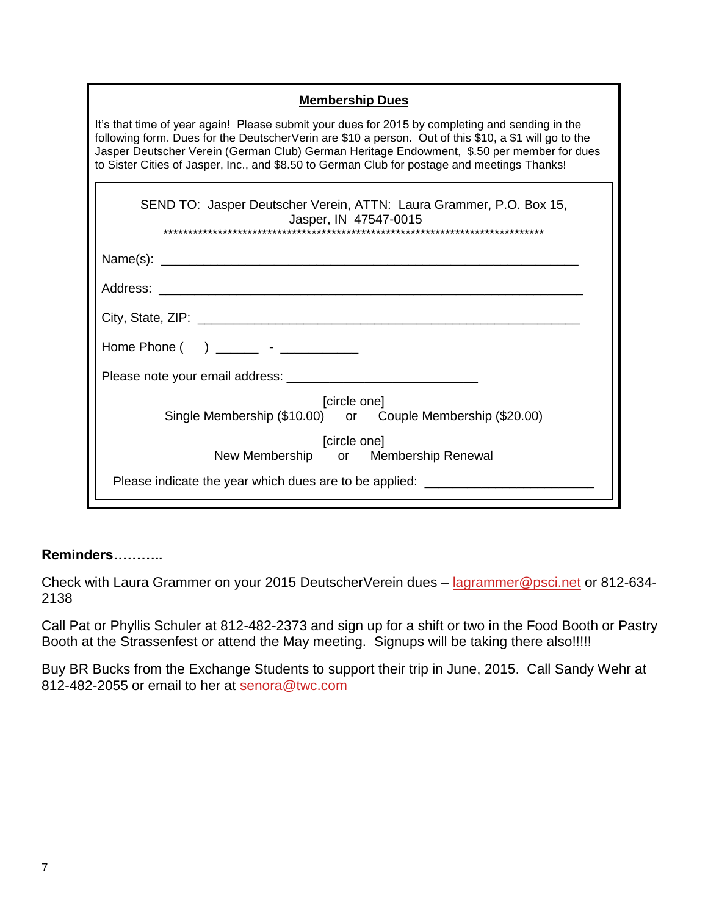## Membership Dues

It's that time of year again! Please submit your dues for 2015 by completing and sending in the following form. Dues for the DeutscherVerin are $10 a person. Out of this $10, a $1 will go to the Jasper Deutscher Verein (German Club) German Heritage Endowment, $.50 per member for dues to Sister Cities of Jasper, Inc., and $8.50 to German Club for postage and meetings Thanks!

SEND TO: Jasper Deutscher Verein, ATTN: Laura Grammer, P.O. Box 15, Jasper, IN 47547-0015

********************************************************************************

Name(s): ____________________________________________________________

Address: _____________________________________________________________

City, State, ZIP: _______________________________________________________

Home Phone ( ) ______ - ___________

Please note your email address: ___________________________

[circle one]
Single Membership ($10.00) or Couple Membership ($20.00)

[circle one]
New Membership or Membership Renewal

Please indicate the year which dues are to be applied: _______________________

**Reminders………..**

Check with Laura Grammer on your 2015 DeutscherVerein dues – lagrammer@psci.net or 812-634-2138

Call Pat or Phyllis Schuler at 812-482-2373 and sign up for a shift or two in the Food Booth or Pastry Booth at the Strassenfest or attend the May meeting. Signups will be taking there also!!!!!

Buy BR Bucks from the Exchange Students to support their trip in June, 2015. Call Sandy Wehr at 812-482-2055 or email to her at senora@twc.com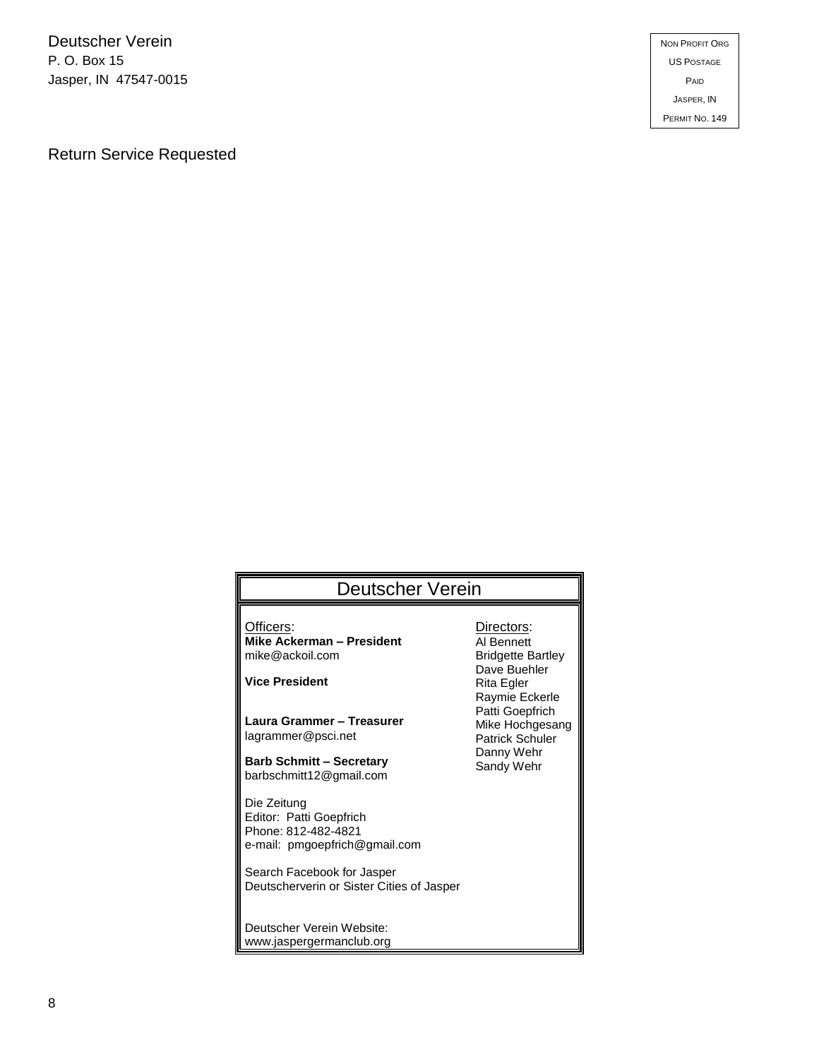Deutscher Verein
P. O. Box 15
Jasper, IN 47547-0015

NON PROFIT ORG
US POSTAGE
PAID
JASPER, IN
PERMIT NO. 149

Return Service Requested

## Deutscher Verein

Officers:

**Mike Ackerman – President**
mike@ackoil.com

**Vice President**

**Laura Grammer – Treasurer**
lagrammer@psci.net

**Barb Schmitt – Secretary**
barbschmitt12@gmail.com

Die Zeitung
Editor: Patti Goepfrich
Phone: 812-482-4821
e-mail: pmgoepfrich@gmail.com

Search Facebook for Jasper Deutscherverin or Sister Cities of Jasper

Deutscher Verein Website:
www.jaspergermanclub.org

Directors:

Al Bennett
Bridgette Bartley
Dave Buehler
Rita Egler
Raymie Eckerle
Patti Goepfrich
Mike Hochgesang
Patrick Schuler
Danny Wehr
Sandy Wehr